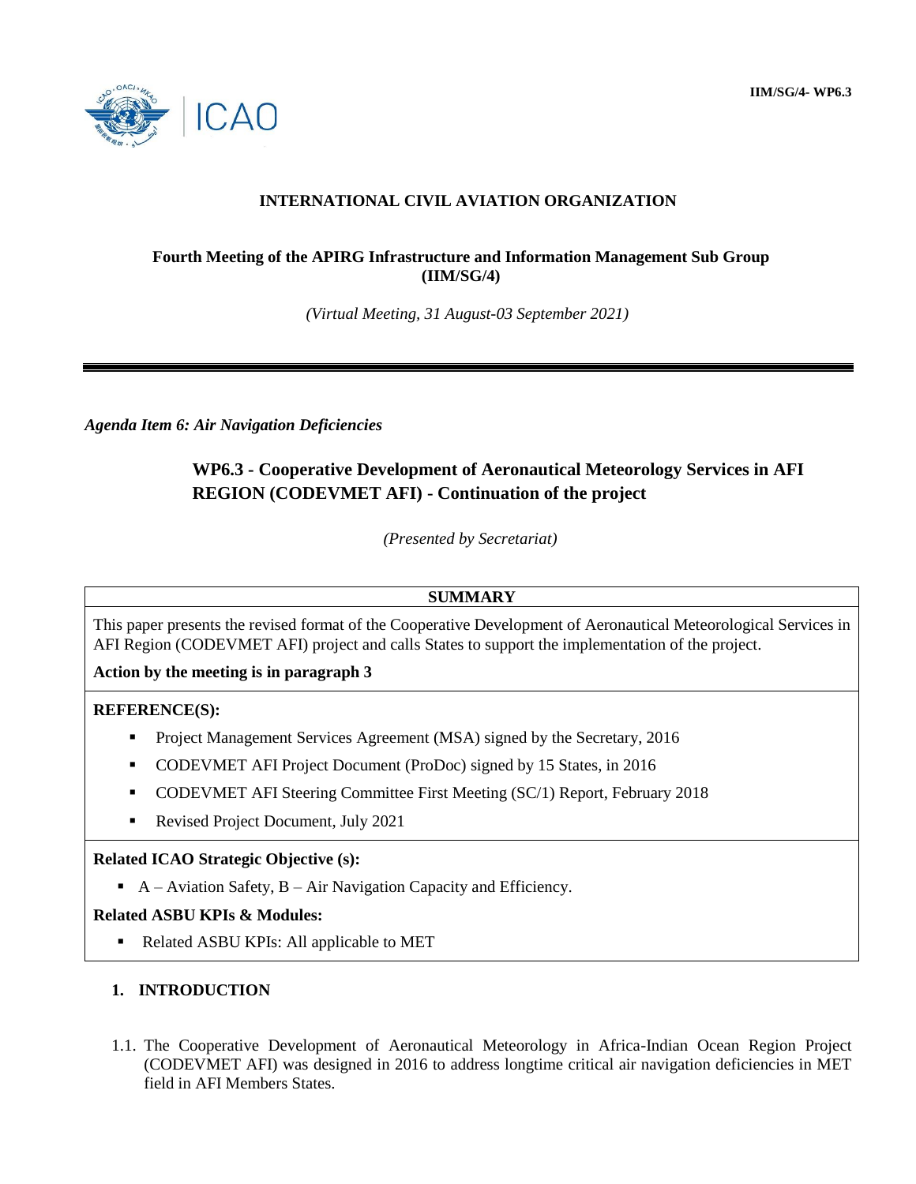IIM/SG/4- WP6.3

**INTERNATIONAL CIVIL AVIATION ORGANIZATION**

**Fourth Meeting of the APIRG Infrastructure and Information Management Sub Group (IIM/SG/4)**

*(Virtual Meeting, 31 August-03 September 2021)*

---

*Agenda Item 6: Air Navigation Deficiencies*

## WP6.3 - Cooperative Development of Aeronautical Meteorology Services in AFI REGION (CODEVMET AFI) - Continuation of the project

*(Presented by Secretariat)*

**SUMMARY**

This paper presents the revised format of the Cooperative Development of Aeronautical Meteorological Services in AFI Region (CODEVMET AFI) project and calls States to support the implementation of the project.

**Action by the meeting is in paragraph 3**

**REFERENCE(S):**

- Project Management Services Agreement (MSA) signed by the Secretary, 2016
- CODEVMET AFI Project Document (ProDoc) signed by 15 States, in 2016
- CODEVMET AFI Steering Committee First Meeting (SC/1) Report, February 2018
- Revised Project Document, July 2021

**Related ICAO Strategic Objective (s):**

- A – Aviation Safety, B – Air Navigation Capacity and Efficiency.

**Related ASBU KPIs & Modules:**

- Related ASBU KPIs: All applicable to MET

## 1. INTRODUCTION

1.1. The Cooperative Development of Aeronautical Meteorology in Africa-Indian Ocean Region Project (CODEVMET AFI) was designed in 2016 to address longtime critical air navigation deficiencies in MET field in AFI Members States.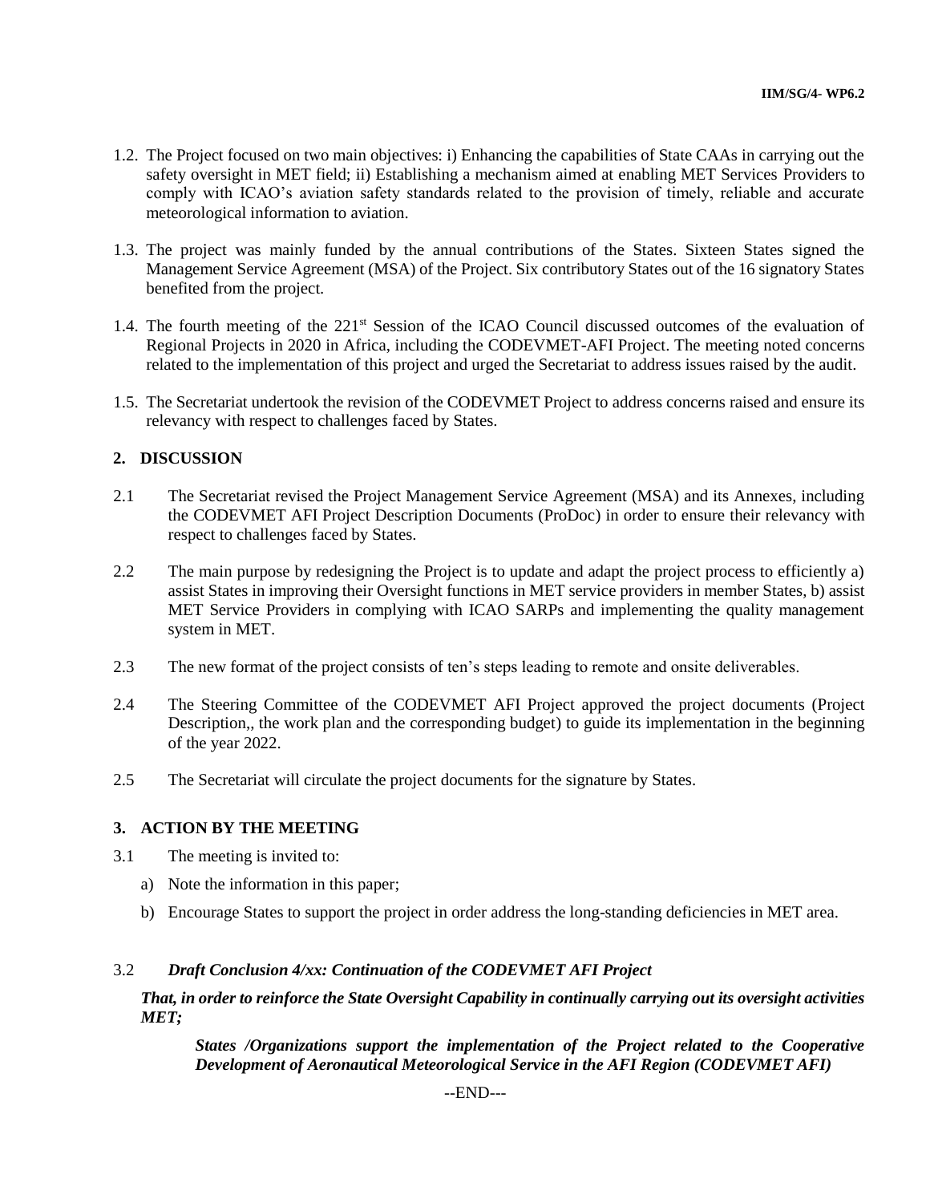1.2. The Project focused on two main objectives: i) Enhancing the capabilities of State CAAs in carrying out the safety oversight in MET field; ii) Establishing a mechanism aimed at enabling MET Services Providers to comply with ICAO's aviation safety standards related to the provision of timely, reliable and accurate meteorological information to aviation.

1.3. The project was mainly funded by the annual contributions of the States. Sixteen States signed the Management Service Agreement (MSA) of the Project. Six contributory States out of the 16 signatory States benefited from the project.

1.4. The fourth meeting of the 221st Session of the ICAO Council discussed outcomes of the evaluation of Regional Projects in 2020 in Africa, including the CODEVMET-AFI Project. The meeting noted concerns related to the implementation of this project and urged the Secretariat to address issues raised by the audit.

1.5. The Secretariat undertook the revision of the CODEVMET Project to address concerns raised and ensure its relevancy with respect to challenges faced by States.

## 2. DISCUSSION

2.1 The Secretariat revised the Project Management Service Agreement (MSA) and its Annexes, including the CODEVMET AFI Project Description Documents (ProDoc) in order to ensure their relevancy with respect to challenges faced by States.

2.2 The main purpose by redesigning the Project is to update and adapt the project process to efficiently a) assist States in improving their Oversight functions in MET service providers in member States, b) assist MET Service Providers in complying with ICAO SARPs and implementing the quality management system in MET.

2.3 The new format of the project consists of ten's steps leading to remote and onsite deliverables.

2.4 The Steering Committee of the CODEVMET AFI Project approved the project documents (Project Description,, the work plan and the corresponding budget) to guide its implementation in the beginning of the year 2022.

2.5 The Secretariat will circulate the project documents for the signature by States.

## 3. ACTION BY THE MEETING

3.1 The meeting is invited to:

a) Note the information in this paper;

b) Encourage States to support the project in order address the long-standing deficiencies in MET area.

3.2 ***Draft Conclusion 4/xx: Continuation of the CODEVMET AFI Project***

***That, in order to reinforce the State Oversight Capability in continually carrying out its oversight activities MET;***

> ***States /Organizations support the implementation of the Project related to the Cooperative Development of Aeronautical Meteorological Service in the AFI Region (CODEVMET AFI)***

--END---